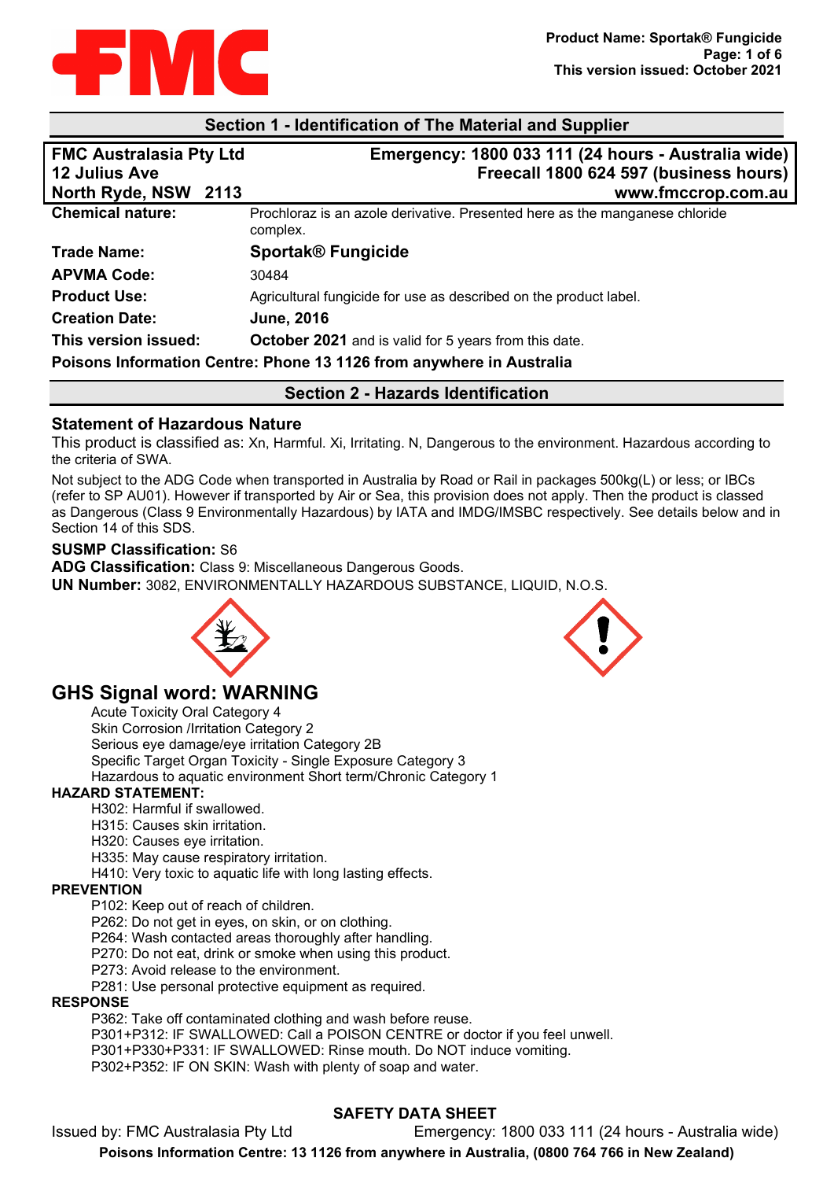## Section 1 - Identification of The Material and Supplier

**FMC Australasia Pty Ltd**
**12 Julius Ave**
**North Ryde, NSW 2113**

**Emergency: 1800 033 111 (24 hours - Australia wide)**
**Freecall 1800 624 597 (business hours)**
**www.fmccrop.com.au**

| | |
|---|---|
| **Chemical nature:** | Prochloraz is an azole derivative. Presented here as the manganese chloride complex. |
| **Trade Name:** | **Sportak® Fungicide** |
| **APVMA Code:** | 30484 |
| **Product Use:** | Agricultural fungicide for use as described on the product label. |
| **Creation Date:** | **June, 2016** |
| **This version issued:** | **October 2021** and is valid for 5 years from this date. |

**Poisons Information Centre: Phone 13 1126 from anywhere in Australia**

## Section 2 - Hazards Identification

### Statement of Hazardous Nature

This product is classified as: Xn, Harmful. Xi, Irritating. N, Dangerous to the environment. Hazardous according to the criteria of SWA.

Not subject to the ADG Code when transported in Australia by Road or Rail in packages 500kg(L) or less; or IBCs (refer to SP AU01). However if transported by Air or Sea, this provision does not apply. Then the product is classed as Dangerous (Class 9 Environmentally Hazardous) by IATA and IMDG/IMSBC respectively. See details below and in Section 14 of this SDS.

**SUSMP Classification:** S6

**ADG Classification:** Class 9: Miscellaneous Dangerous Goods.

**UN Number:** 3082, ENVIRONMENTALLY HAZARDOUS SUBSTANCE, LIQUID, N.O.S.

## GHS Signal word: WARNING

Acute Toxicity Oral Category 4
Skin Corrosion /Irritation Category 2
Serious eye damage/eye irritation Category 2B
Specific Target Organ Toxicity - Single Exposure Category 3
Hazardous to aquatic environment Short term/Chronic Category 1

**HAZARD STATEMENT:**

H302: Harmful if swallowed.
H315: Causes skin irritation.
H320: Causes eye irritation.
H335: May cause respiratory irritation.
H410: Very toxic to aquatic life with long lasting effects.

**PREVENTION**

P102: Keep out of reach of children.
P262: Do not get in eyes, on skin, or on clothing.
P264: Wash contacted areas thoroughly after handling.
P270: Do not eat, drink or smoke when using this product.
P273: Avoid release to the environment.
P281: Use personal protective equipment as required.

**RESPONSE**

P362: Take off contaminated clothing and wash before reuse.
P301+P312: IF SWALLOWED: Call a POISON CENTRE or doctor if you feel unwell.
P301+P330+P331: IF SWALLOWED: Rinse mouth. Do NOT induce vomiting.
P302+P352: IF ON SKIN: Wash with plenty of soap and water.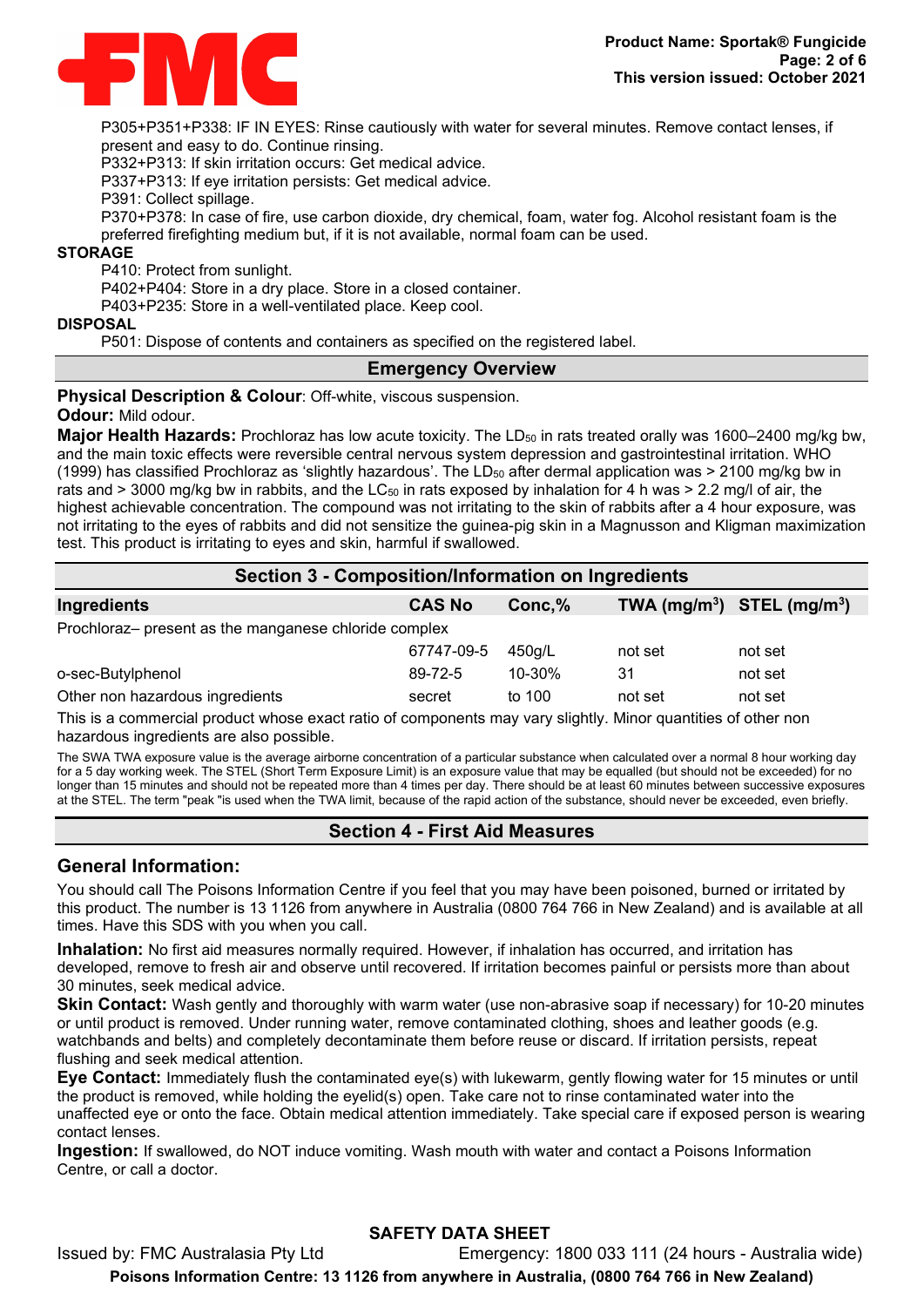P305+P351+P338: IF IN EYES: Rinse cautiously with water for several minutes. Remove contact lenses, if present and easy to do. Continue rinsing.
P332+P313: If skin irritation occurs: Get medical advice.
P337+P313: If eye irritation persists: Get medical advice.
P391: Collect spillage.
P370+P378: In case of fire, use carbon dioxide, dry chemical, foam, water fog. Alcohol resistant foam is the preferred firefighting medium but, if it is not available, normal foam can be used.

**STORAGE**

P410: Protect from sunlight.
P402+P404: Store in a dry place. Store in a closed container.
P403+P235: Store in a well-ventilated place. Keep cool.

**DISPOSAL**

P501: Dispose of contents and containers as specified on the registered label.

## Emergency Overview

**Physical Description & Colour**: Off-white, viscous suspension.

**Odour:** Mild odour.

**Major Health Hazards:** Prochloraz has low acute toxicity. The $LD_{50}$ in rats treated orally was 1600–2400 mg/kg bw, and the main toxic effects were reversible central nervous system depression and gastrointestinal irritation. WHO (1999) has classified Prochloraz as 'slightly hazardous'. The $LD_{50}$ after dermal application was > 2100 mg/kg bw in rats and > 3000 mg/kg bw in rabbits, and the $LC_{50}$ in rats exposed by inhalation for 4 h was > 2.2 mg/l of air, the highest achievable concentration. The compound was not irritating to the skin of rabbits after a 4 hour exposure, was not irritating to the eyes of rabbits and did not sensitize the guinea-pig skin in a Magnusson and Kligman maximization test. This product is irritating to eyes and skin, harmful if swallowed.

## Section 3 - Composition/Information on Ingredients

| Ingredients | CAS No | Conc,% | TWA ($mg/m^3$) | STEL ($mg/m^3$) |
|---|---|---|---|---|
| Prochloraz– present as the manganese chloride complex | 67747-09-5 | 450g/L | not set | not set |
| o-sec-Butylphenol | 89-72-5 | 10-30% | 31 | not set |
| Other non hazardous ingredients | secret | to 100 | not set | not set |

This is a commercial product whose exact ratio of components may vary slightly. Minor quantities of other non hazardous ingredients are also possible.

The SWA TWA exposure value is the average airborne concentration of a particular substance when calculated over a normal 8 hour working day for a 5 day working week. The STEL (Short Term Exposure Limit) is an exposure value that may be equalled (but should not be exceeded) for no longer than 15 minutes and should not be repeated more than 4 times per day. There should be at least 60 minutes between successive exposures at the STEL. The term "peak "is used when the TWA limit, because of the rapid action of the substance, should never be exceeded, even briefly.

## Section 4 - First Aid Measures

### General Information:

You should call The Poisons Information Centre if you feel that you may have been poisoned, burned or irritated by this product. The number is 13 1126 from anywhere in Australia (0800 764 766 in New Zealand) and is available at all times. Have this SDS with you when you call.

**Inhalation:** No first aid measures normally required. However, if inhalation has occurred, and irritation has developed, remove to fresh air and observe until recovered. If irritation becomes painful or persists more than about 30 minutes, seek medical advice.

**Skin Contact:** Wash gently and thoroughly with warm water (use non-abrasive soap if necessary) for 10-20 minutes or until product is removed. Under running water, remove contaminated clothing, shoes and leather goods (e.g. watchbands and belts) and completely decontaminate them before reuse or discard. If irritation persists, repeat flushing and seek medical attention.

**Eye Contact:** Immediately flush the contaminated eye(s) with lukewarm, gently flowing water for 15 minutes or until the product is removed, while holding the eyelid(s) open. Take care not to rinse contaminated water into the unaffected eye or onto the face. Obtain medical attention immediately. Take special care if exposed person is wearing contact lenses.

**Ingestion:** If swallowed, do NOT induce vomiting. Wash mouth with water and contact a Poisons Information Centre, or call a doctor.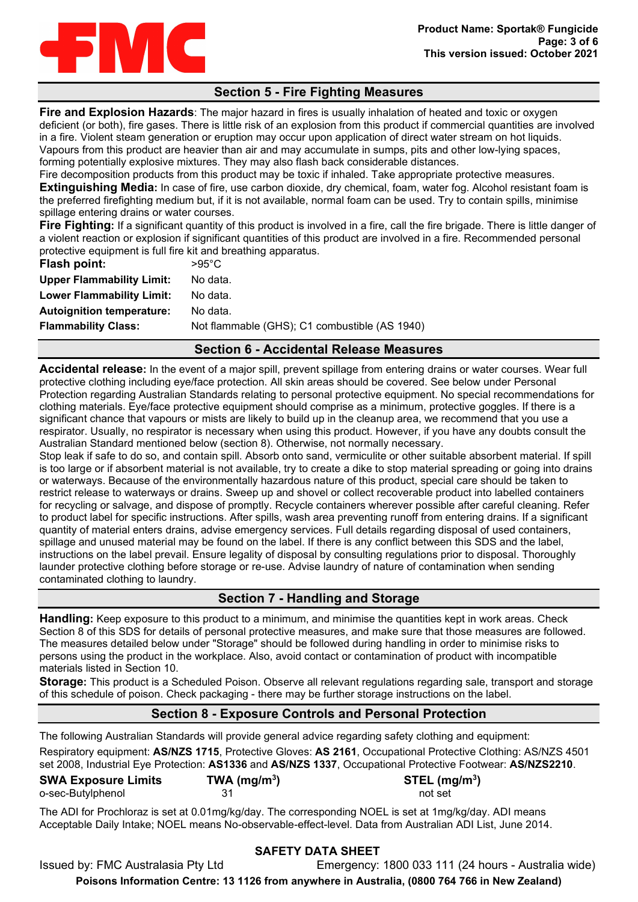## Section 5 - Fire Fighting Measures

**Fire and Explosion Hazards**: The major hazard in fires is usually inhalation of heated and toxic or oxygen deficient (or both), fire gases. There is little risk of an explosion from this product if commercial quantities are involved in a fire. Violent steam generation or eruption may occur upon application of direct water stream on hot liquids. Vapours from this product are heavier than air and may accumulate in sumps, pits and other low-lying spaces, forming potentially explosive mixtures. They may also flash back considerable distances.
Fire decomposition products from this product may be toxic if inhaled. Take appropriate protective measures.

**Extinguishing Media:** In case of fire, use carbon dioxide, dry chemical, foam, water fog. Alcohol resistant foam is the preferred firefighting medium but, if it is not available, normal foam can be used. Try to contain spills, minimise spillage entering drains or water courses.

**Fire Fighting:** If a significant quantity of this product is involved in a fire, call the fire brigade. There is little danger of a violent reaction or explosion if significant quantities of this product are involved in a fire. Recommended personal protective equipment is full fire kit and breathing apparatus.

| | |
|---|---|
| **Flash point:** | >95°C |
| **Upper Flammability Limit:** | No data. |
| **Lower Flammability Limit:** | No data. |
| **Autoignition temperature:** | No data. |
| **Flammability Class:** | Not flammable (GHS); C1 combustible (AS 1940) |

## Section 6 - Accidental Release Measures

**Accidental release:** In the event of a major spill, prevent spillage from entering drains or water courses. Wear full protective clothing including eye/face protection. All skin areas should be covered. See below under Personal Protection regarding Australian Standards relating to personal protective equipment. No special recommendations for clothing materials. Eye/face protective equipment should comprise as a minimum, protective goggles. If there is a significant chance that vapours or mists are likely to build up in the cleanup area, we recommend that you use a respirator. Usually, no respirator is necessary when using this product. However, if you have any doubts consult the Australian Standard mentioned below (section 8). Otherwise, not normally necessary.
Stop leak if safe to do so, and contain spill. Absorb onto sand, vermiculite or other suitable absorbent material. If spill is too large or if absorbent material is not available, try to create a dike to stop material spreading or going into drains or waterways. Because of the environmentally hazardous nature of this product, special care should be taken to restrict release to waterways or drains. Sweep up and shovel or collect recoverable product into labelled containers for recycling or salvage, and dispose of promptly. Recycle containers wherever possible after careful cleaning. Refer to product label for specific instructions. After spills, wash area preventing runoff from entering drains. If a significant quantity of material enters drains, advise emergency services. Full details regarding disposal of used containers, spillage and unused material may be found on the label. If there is any conflict between this SDS and the label, instructions on the label prevail. Ensure legality of disposal by consulting regulations prior to disposal. Thoroughly launder protective clothing before storage or re-use. Advise laundry of nature of contamination when sending contaminated clothing to laundry.

## Section 7 - Handling and Storage

**Handling:** Keep exposure to this product to a minimum, and minimise the quantities kept in work areas. Check Section 8 of this SDS for details of personal protective measures, and make sure that those measures are followed. The measures detailed below under "Storage" should be followed during handling in order to minimise risks to persons using the product in the workplace. Also, avoid contact or contamination of product with incompatible materials listed in Section 10.

**Storage:** This product is a Scheduled Poison. Observe all relevant regulations regarding sale, transport and storage of this schedule of poison. Check packaging - there may be further storage instructions on the label.

## Section 8 - Exposure Controls and Personal Protection

The following Australian Standards will provide general advice regarding safety clothing and equipment:

Respiratory equipment: **AS/NZS 1715**, Protective Gloves: **AS 2161**, Occupational Protective Clothing: AS/NZS 4501 set 2008, Industrial Eye Protection: **AS1336** and **AS/NZS 1337**, Occupational Protective Footwear: **AS/NZS2210**.

| SWA Exposure Limits | TWA (mg/m$^3$) | STEL (mg/m$^3$) |
|---|---|---|
| o-sec-Butylphenol | 31 | not set |

The ADI for Prochloraz is set at 0.01mg/kg/day. The corresponding NOEL is set at 1mg/kg/day. ADI means Acceptable Daily Intake; NOEL means No-observable-effect-level. Data from Australian ADI List, June 2014.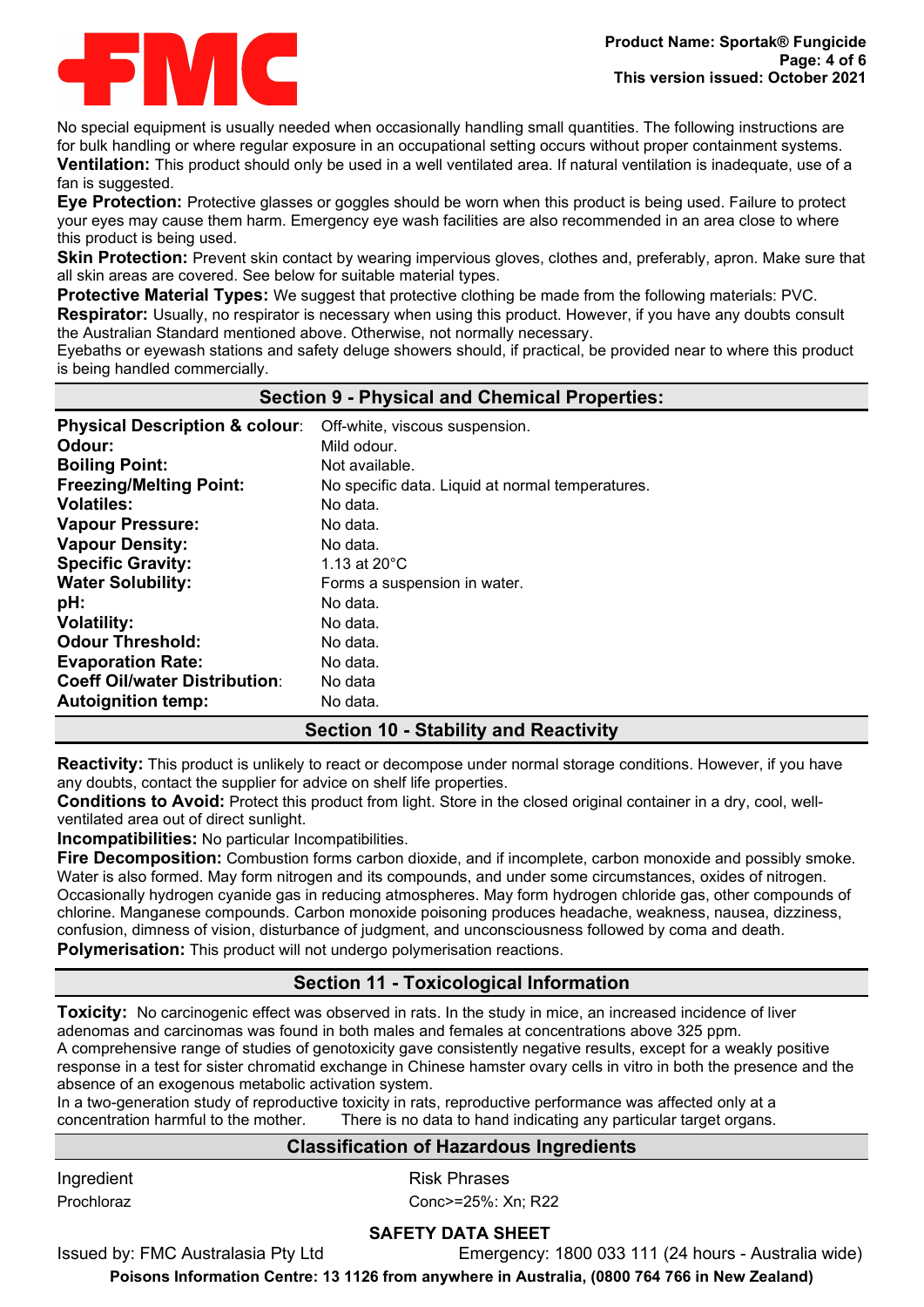No special equipment is usually needed when occasionally handling small quantities. The following instructions are for bulk handling or where regular exposure in an occupational setting occurs without proper containment systems.

**Ventilation:** This product should only be used in a well ventilated area. If natural ventilation is inadequate, use of a fan is suggested.

**Eye Protection:** Protective glasses or goggles should be worn when this product is being used. Failure to protect your eyes may cause them harm. Emergency eye wash facilities are also recommended in an area close to where this product is being used.

**Skin Protection:** Prevent skin contact by wearing impervious gloves, clothes and, preferably, apron. Make sure that all skin areas are covered. See below for suitable material types.

**Protective Material Types:** We suggest that protective clothing be made from the following materials: PVC.

**Respirator:** Usually, no respirator is necessary when using this product. However, if you have any doubts consult the Australian Standard mentioned above. Otherwise, not normally necessary.

Eyebaths or eyewash stations and safety deluge showers should, if practical, be provided near to where this product is being handled commercially.

## Section 9 - Physical and Chemical Properties:

| | |
|---|---|
| **Physical Description & colour**: | Off-white, viscous suspension. |
| **Odour:** | Mild odour. |
| **Boiling Point:** | Not available. |
| **Freezing/Melting Point:** | No specific data. Liquid at normal temperatures. |
| **Volatiles:** | No data. |
| **Vapour Pressure:** | No data. |
| **Vapour Density:** | No data. |
| **Specific Gravity:** | 1.13 at 20°C |
| **Water Solubility:** | Forms a suspension in water. |
| **pH:** | No data. |
| **Volatility:** | No data. |
| **Odour Threshold:** | No data. |
| **Evaporation Rate:** | No data. |
| **Coeff Oil/water Distribution**: | No data |
| **Autoignition temp:** | No data. |

## Section 10 - Stability and Reactivity

**Reactivity:** This product is unlikely to react or decompose under normal storage conditions. However, if you have any doubts, contact the supplier for advice on shelf life properties.

**Conditions to Avoid:** Protect this product from light. Store in the closed original container in a dry, cool, well-ventilated area out of direct sunlight.

**Incompatibilities:** No particular Incompatibilities.

**Fire Decomposition:** Combustion forms carbon dioxide, and if incomplete, carbon monoxide and possibly smoke. Water is also formed. May form nitrogen and its compounds, and under some circumstances, oxides of nitrogen. Occasionally hydrogen cyanide gas in reducing atmospheres. May form hydrogen chloride gas, other compounds of chlorine. Manganese compounds. Carbon monoxide poisoning produces headache, weakness, nausea, dizziness, confusion, dimness of vision, disturbance of judgment, and unconsciousness followed by coma and death.

**Polymerisation:** This product will not undergo polymerisation reactions.

## Section 11 - Toxicological Information

**Toxicity:** No carcinogenic effect was observed in rats. In the study in mice, an increased incidence of liver adenomas and carcinomas was found in both males and females at concentrations above 325 ppm.

A comprehensive range of studies of genotoxicity gave consistently negative results, except for a weakly positive response in a test for sister chromatid exchange in Chinese hamster ovary cells in vitro in both the presence and the absence of an exogenous metabolic activation system.

In a two-generation study of reproductive toxicity in rats, reproductive performance was affected only at a concentration harmful to the mother. There is no data to hand indicating any particular target organs.

## Classification of Hazardous Ingredients

| Ingredient | Risk Phrases |
|---|---|
| Prochloraz | Conc>=25%: Xn; R22 |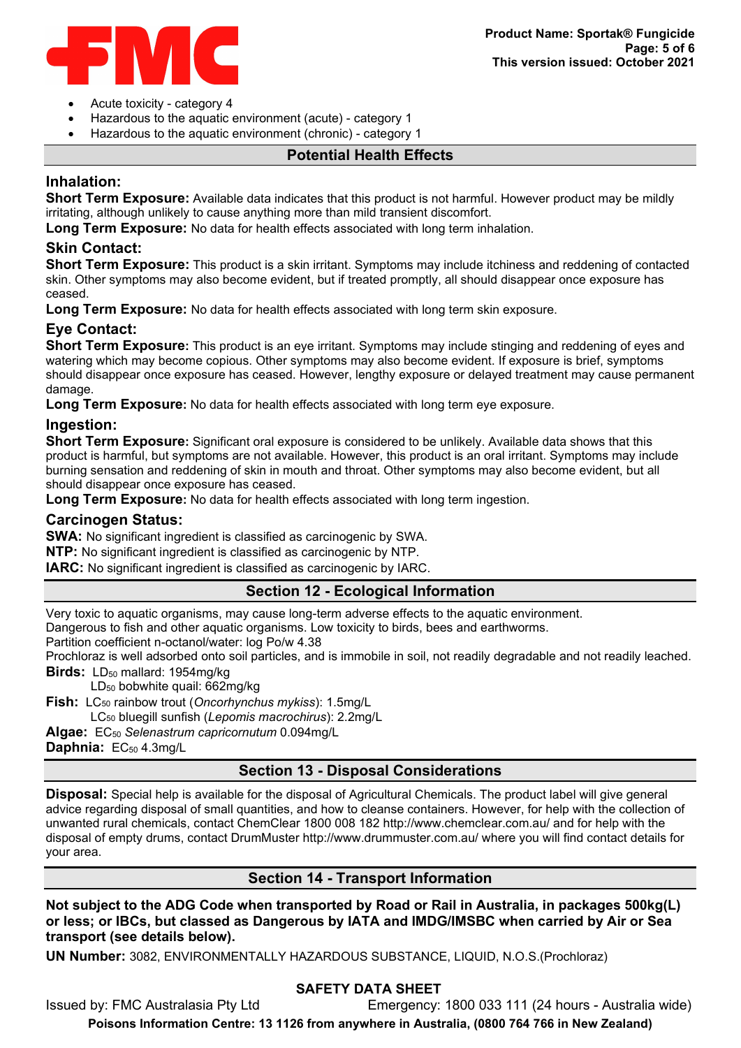- Acute toxicity - category 4
- Hazardous to the aquatic environment (acute) - category 1
- Hazardous to the aquatic environment (chronic) - category 1

## Potential Health Effects

### Inhalation:

**Short Term Exposure:** Available data indicates that this product is not harmful. However product may be mildly irritating, although unlikely to cause anything more than mild transient discomfort.

**Long Term Exposure:** No data for health effects associated with long term inhalation.

### Skin Contact:

**Short Term Exposure:** This product is a skin irritant. Symptoms may include itchiness and reddening of contacted skin. Other symptoms may also become evident, but if treated promptly, all should disappear once exposure has ceased.

**Long Term Exposure:** No data for health effects associated with long term skin exposure.

### Eye Contact:

**Short Term Exposure:** This product is an eye irritant. Symptoms may include stinging and reddening of eyes and watering which may become copious. Other symptoms may also become evident. If exposure is brief, symptoms should disappear once exposure has ceased. However, lengthy exposure or delayed treatment may cause permanent damage.

**Long Term Exposure:** No data for health effects associated with long term eye exposure.

### Ingestion:

**Short Term Exposure:** Significant oral exposure is considered to be unlikely. Available data shows that this product is harmful, but symptoms are not available. However, this product is an oral irritant. Symptoms may include burning sensation and reddening of skin in mouth and throat. Other symptoms may also become evident, but all should disappear once exposure has ceased.

**Long Term Exposure:** No data for health effects associated with long term ingestion.

### Carcinogen Status:

**SWA:** No significant ingredient is classified as carcinogenic by SWA.

**NTP:** No significant ingredient is classified as carcinogenic by NTP.

**IARC:** No significant ingredient is classified as carcinogenic by IARC.

## Section 12 - Ecological Information

Very toxic to aquatic organisms, may cause long-term adverse effects to the aquatic environment.
Dangerous to fish and other aquatic organisms. Low toxicity to birds, bees and earthworms.
Partition coefficient n-octanol/water: log Po/w 4.38
Prochloraz is well adsorbed onto soil particles, and is immobile in soil, not readily degradable and not readily leached.

**Birds:** $LD_{50}$ mallard: 1954mg/kg
$LD_{50}$ bobwhite quail: 662mg/kg

**Fish:** $LC_{50}$ rainbow trout (*Oncorhynchus mykiss*): 1.5mg/L
$LC_{50}$ bluegill sunfish (*Lepomis macrochirus*): 2.2mg/L

**Algae:** $EC_{50}$ *Selenastrum capricornutum* 0.094mg/L

**Daphnia:** $EC_{50}$ 4.3mg/L

## Section 13 - Disposal Considerations

**Disposal:** Special help is available for the disposal of Agricultural Chemicals. The product label will give general advice regarding disposal of small quantities, and how to cleanse containers. However, for help with the collection of unwanted rural chemicals, contact ChemClear 1800 008 182 http://www.chemclear.com.au/ and for help with the disposal of empty drums, contact DrumMuster http://www.drummuster.com.au/ where you will find contact details for your area.

## Section 14 - Transport Information

**Not subject to the ADG Code when transported by Road or Rail in Australia, in packages 500kg(L) or less; or IBCs, but classed as Dangerous by IATA and IMDG/IMSBC when carried by Air or Sea transport (see details below).**

**UN Number:** 3082, ENVIRONMENTALLY HAZARDOUS SUBSTANCE, LIQUID, N.O.S.(Prochloraz)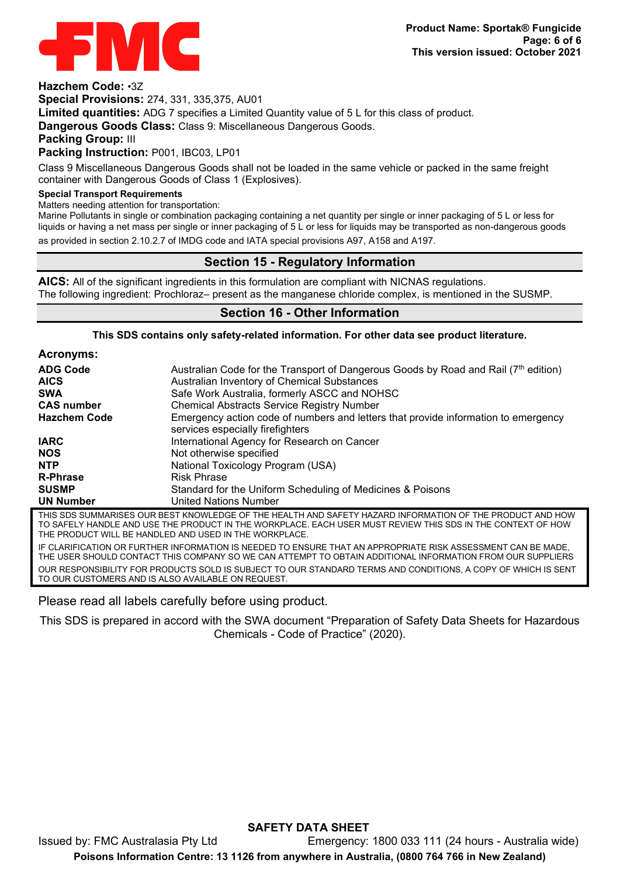**Hazchem Code:** •3Z

**Special Provisions:** 274, 331, 335,375, AU01

**Limited quantities:** ADG 7 specifies a Limited Quantity value of 5 L for this class of product.

**Dangerous Goods Class:** Class 9: Miscellaneous Dangerous Goods.

**Packing Group:** III

**Packing Instruction:** P001, IBC03, LP01

Class 9 Miscellaneous Dangerous Goods shall not be loaded in the same vehicle or packed in the same freight container with Dangerous Goods of Class 1 (Explosives).

**Special Transport Requirements**

Matters needing attention for transportation:

Marine Pollutants in single or combination packaging containing a net quantity per single or inner packaging of 5 L or less for liquids or having a net mass per single or inner packaging of 5 L or less for liquids may be transported as non-dangerous goods as provided in section 2.10.2.7 of IMDG code and IATA special provisions A97, A158 and A197.

## Section 15 - Regulatory Information

**AICS:** All of the significant ingredients in this formulation are compliant with NICNAS regulations.
The following ingredient: Prochloraz– present as the manganese chloride complex, is mentioned in the SUSMP.

## Section 16 - Other Information

**This SDS contains only safety-related information. For other data see product literature.**

**Acronyms:**

| | |
|---|---|
| **ADG Code** | Australian Code for the Transport of Dangerous Goods by Road and Rail (7th edition) |
| **AICS** | Australian Inventory of Chemical Substances |
| **SWA** | Safe Work Australia, formerly ASCC and NOHSC |
| **CAS number** | Chemical Abstracts Service Registry Number |
| **Hazchem Code** | Emergency action code of numbers and letters that provide information to emergency services especially firefighters |
| **IARC** | International Agency for Research on Cancer |
| **NOS** | Not otherwise specified |
| **NTP** | National Toxicology Program (USA) |
| **R-Phrase** | Risk Phrase |
| **SUSMP** | Standard for the Uniform Scheduling of Medicines & Poisons |
| **UN Number** | United Nations Number |

THIS SDS SUMMARISES OUR BEST KNOWLEDGE OF THE HEALTH AND SAFETY HAZARD INFORMATION OF THE PRODUCT AND HOW TO SAFELY HANDLE AND USE THE PRODUCT IN THE WORKPLACE. EACH USER MUST REVIEW THIS SDS IN THE CONTEXT OF HOW THE PRODUCT WILL BE HANDLED AND USED IN THE WORKPLACE.

IF CLARIFICATION OR FURTHER INFORMATION IS NEEDED TO ENSURE THAT AN APPROPRIATE RISK ASSESSMENT CAN BE MADE, THE USER SHOULD CONTACT THIS COMPANY SO WE CAN ATTEMPT TO OBTAIN ADDITIONAL INFORMATION FROM OUR SUPPLIERS

OUR RESPONSIBILITY FOR PRODUCTS SOLD IS SUBJECT TO OUR STANDARD TERMS AND CONDITIONS, A COPY OF WHICH IS SENT TO OUR CUSTOMERS AND IS ALSO AVAILABLE ON REQUEST.

Please read all labels carefully before using product.

This SDS is prepared in accord with the SWA document "Preparation of Safety Data Sheets for Hazardous Chemicals - Code of Practice" (2020).